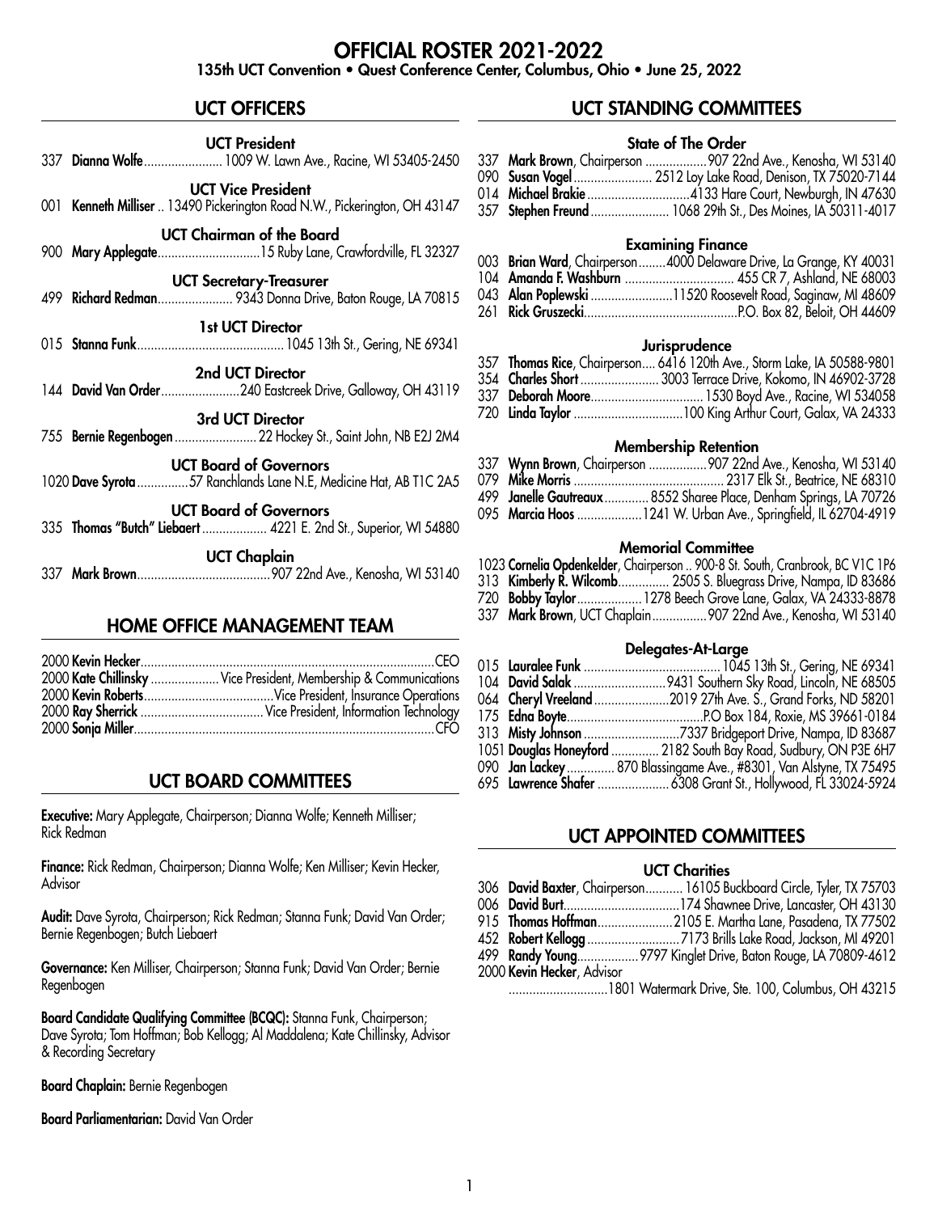# OFFICIAL ROSTER 2021-2022

**135th UCT Convention • Quest Conference Center, Columbus, Ohio • June 25, 2022**

## UCT OFFICERS

### UCT President
337 **Dianna Wolfe**........................ 1009 W. Lawn Ave., Racine, WI 53405-2450

### UCT Vice President
001 **Kenneth Milliser** .. 13490 Pickerington Road N.W., Pickerington, OH 43147

### UCT Chairman of the Board
900 **Mary Applegate**..............................15 Ruby Lane, Crawfordville, FL 32327

### UCT Secretary-Treasurer
499 **Richard Redman**...................... 9343 Donna Drive, Baton Rouge, LA 70815

### 1st UCT Director
015 **Stanna Funk**........................................... 1045 13th St., Gering, NE 69341

### 2nd UCT Director
144 **David Van Order**........................240 Eastcreek Drive, Galloway, OH 43119

### 3rd UCT Director
755 **Bernie Regenbogen**........................ 22 Hockey St., Saint John, NB E2J 2M4

### UCT Board of Governors
1020 **Dave Syrota**...............57 Ranchlands Lane N.E, Medicine Hat, AB T1C 2A5

### UCT Board of Governors
335 **Thomas "Butch" Liebaert**................... 4221 E. 2nd St., Superior, WI 54880

### UCT Chaplain
337 **Mark Brown**.......................................907 22nd Ave., Kenosha, WI 53140

## HOME OFFICE MANAGEMENT TEAM

2000 **Kevin Hecker**.....................................................................................CEO
2000 **Kate Chillinsky** .................... Vice President, Membership & Communications
2000 **Kevin Roberts**......................................Vice President, Insurance Operations
2000 **Ray Sherrick** .................................... Vice President, Information Technology
2000 **Sonja Miller**.......................................................................................CFO

## UCT BOARD COMMITTEES

**Executive:** Mary Applegate, Chairperson; Dianna Wolfe; Kenneth Milliser; Rick Redman

**Finance:** Rick Redman, Chairperson; Dianna Wolfe; Ken Milliser; Kevin Hecker, Advisor

**Audit:** Dave Syrota, Chairperson; Rick Redman; Stanna Funk; David Van Order; Bernie Regenbogen; Butch Liebaert

**Governance:** Ken Milliser, Chairperson; Stanna Funk; David Van Order; Bernie Regenbogen

**Board Candidate Qualifying Committee (BCQC):** Stanna Funk, Chairperson; Dave Syrota; Tom Hoffman; Bob Kellogg; Al Maddalena; Kate Chillinsky, Advisor & Recording Secretary

**Board Chaplain:** Bernie Regenbogen

**Board Parliamentarian:** David Van Order

## UCT STANDING COMMITTEES

### State of The Order
337 **Mark Brown**, Chairperson ...................907 22nd Ave., Kenosha, WI 53140
090 **Susan Vogel**....................... 2512 Loy Lake Road, Denison, TX 75020-7144
014 **Michael Brakie**..............................4133 Hare Court, Newburgh, IN 47630
357 **Stephen Freund**....................... 1068 29th St., Des Moines, IA 50311-4017

### Examining Finance
003 **Brian Ward**, Chairperson........4000 Delaware Drive, La Grange, KY 40031
104 **Amanda F. Washburn** ................................ 455 CR 7, Ashland, NE 68003
043 **Alan Poplewski**........................11520 Roosevelt Road, Saginaw, MI 48609
261 **Rick Gruszecki**............................................P.O. Box 82, Beloit, OH 44609

### Jurisprudence
357 **Thomas Rice**, Chairperson.... 6416 120th Ave., Storm Lake, IA 50588-9801
354 **Charles Short**....................... 3003 Terrace Drive, Kokomo, IN 46902-3728
337 **Deborah Moore**................................. 1530 Boyd Ave., Racine, WI 534058
720 **Linda Taylor** ................................100 King Arthur Court, Galax, VA 24333

### Membership Retention
337 **Wynn Brown**, Chairperson .................907 22nd Ave., Kenosha, WI 53140
079 **Mike Morris** ............................................ 2317 Elk St., Beatrice, NE 68310
499 **Janelle Gautreaux**............. 8552 Sharee Place, Denham Springs, LA 70726
095 **Marcia Hoos** ...................1241 W. Urban Ave., Springfield, IL 62704-4919

### Memorial Committee
1023 **Cornelia Opdenkelder**, Chairperson .. 900-8 St. South, Cranbrook, BC V1C 1P6
313 **Kimberly R. Wilcomb**............... 2505 S. Bluegrass Drive, Nampa, ID 83686
720 **Bobby Taylor**................... 1278 Beech Grove Lane, Galax, VA 24333-8878
337 **Mark Brown**, UCT Chaplain................907 22nd Ave., Kenosha, WI 53140

### Delegates-At-Large
015 **Lauralee Funk** ........................................ 1045 13th St., Gering, NE 69341
104 **David Salak** ........................... 9431 Southern Sky Road, Lincoln, NE 68505
064 **Cheryl Vreeland**......................2019 27th Ave. S., Grand Forks, ND 58201
175 **Edna Boyte**........................................P.O Box 184, Roxie, MS 39661-0184
313 **Misty Johnson** ............................7337 Bridgeport Drive, Nampa, ID 83687
1051 **Douglas Honeyford** .............. 2182 South Bay Road, Sudbury, ON P3E 6H7
090 **Jan Lackey**............. 870 Blassingame Ave., #8301, Van Alstyne, TX 75495
695 **Lawrence Shafer** ..................... 6308 Grant St., Hollywood, FL 33024-5924

## UCT APPOINTED COMMITTEES

### UCT Charities
306 **David Baxter**, Chairperson........... 16105 Buckboard Circle, Tyler, TX 75703
006 **David Burt**.................................174 Shawnee Drive, Lancaster, OH 43130
915 **Thomas Hoffman**......................2105 E. Martha Lane, Pasadena, TX 77502
452 **Robert Kellogg** ...........................7173 Brills Lake Road, Jackson, MI 49201
499 **Randy Young**.................. 9797 Kinglet Drive, Baton Rouge, LA 70809-4612
2000 **Kevin Hecker**, Advisor
.............................1801 Watermark Drive, Ste. 100, Columbus, OH 43215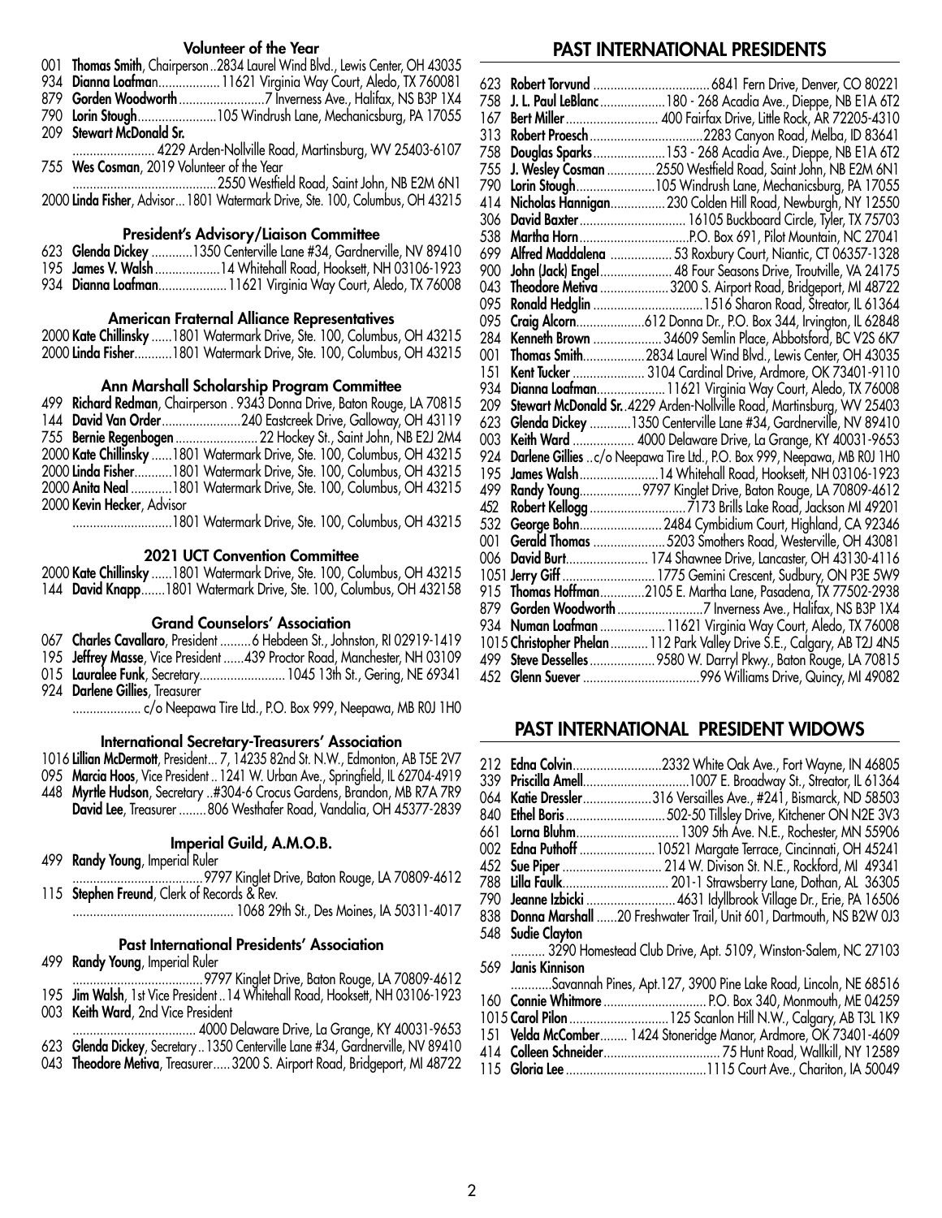### Volunteer of the Year

001 **Thomas Smith**, Chairperson ..2834 Laurel Wind Blvd., Lewis Center, OH 43035
934 **Dianna Loafman**.................11621 Virginia Way Court, Aledo, TX 760081
879 **Gorden Woodworth**.........................7 Inverness Ave., Halifax, NS B3P 1X4
790 **Lorin Stough**.......................105 Windrush Lane, Mechanicsburg, PA 17055
209 **Stewart McDonald Sr.**
........................ 4229 Arden-Nollville Road, Martinsburg, WV 25403-6107
755 **Wes Cosman**, 2019 Volunteer of the Year
..........................................2550 Westfield Road, Saint John, NB E2M 6N1
2000 **Linda Fisher**, Advisor ... 1801 Watermark Drive, Ste. 100, Columbus, OH 43215

### President's Advisory/Liaison Committee

623 **Glenda Dickey** ............1350 Centerville Lane #34, Gardnerville, NV 89410
195 **James V. Walsh**...................14 Whitehall Road, Hooksett, NH 03106-1923
934 **Dianna Loafman**....................11621 Virginia Way Court, Aledo, TX 76008

### American Fraternal Alliance Representatives

2000 **Kate Chillinsky** ......1801 Watermark Drive, Ste. 100, Columbus, OH 43215
2000 **Linda Fisher**...........1801 Watermark Drive, Ste. 100, Columbus, OH 43215

### Ann Marshall Scholarship Program Committee

499 **Richard Redman**, Chairperson . 9343 Donna Drive, Baton Rouge, LA 70815
144 **David Van Order**.......................240 Eastcreek Drive, Galloway, OH 43119
755 **Bernie Regenbogen**........................ 22 Hockey St., Saint John, NB E2J 2M4
2000 **Kate Chillinsky** ......1801 Watermark Drive, Ste. 100, Columbus, OH 43215
2000 **Linda Fisher**...........1801 Watermark Drive, Ste. 100, Columbus, OH 43215
2000 **Anita Neal** ............1801 Watermark Drive, Ste. 100, Columbus, OH 43215
2000 **Kevin Hecker**, Advisor
............................1801 Watermark Drive, Ste. 100, Columbus, OH 43215

### 2021 UCT Convention Committee

2000 **Kate Chillinsky** ......1801 Watermark Drive, Ste. 100, Columbus, OH 43215
144 **David Knapp**.......1801 Watermark Drive, Ste. 100, Columbus, OH 432158

### Grand Counselors' Association

067 **Charles Cavallaro**, President .........6 Hebdeen St., Johnston, RI 02919-1419
195 **Jeffrey Masse**, Vice President ......439 Proctor Road, Manchester, NH 03109
015 **Lauralee Funk**, Secretary......................... 1045 13th St., Gering, NE 69341
924 **Darlene Gillies**, Treasurer
.................... c/o Neepawa Tire Ltd., P.O. Box 999, Neepawa, MB R0J 1H0

### International Secretary-Treasurers' Association

1016 **Lillian McDermott**, President... 7, 14235 82nd St. N.W., Edmonton, AB T5E 2V7
095 **Marcia Hoos**, Vice President .. 1241 W. Urban Ave., Springfield, IL 62704-4919
448 **Myrtle Hudson**, Secretary ..#304-6 Crocus Gardens, Brandon, MB R7A 7R9
**David Lee**, Treasurer ........806 Westhafer Road, Vandalia, OH 45377-2839

### Imperial Guild, A.M.O.B.

499 **Randy Young**, Imperial Ruler
......................................9797 Kinglet Drive, Baton Rouge, LA 70809-4612
115 **Stephen Freund**, Clerk of Records & Rev.
............................................... 1068 29th St., Des Moines, IA 50311-4017

### Past International Presidents' Association

499 **Randy Young**, Imperial Ruler
......................................9797 Kinglet Drive, Baton Rouge, LA 70809-4612
195 **Jim Walsh**, 1st Vice President ..14 Whitehall Road, Hooksett, NH 03106-1923
003 **Keith Ward**, 2nd Vice President
.................................... 4000 Delaware Drive, La Grange, KY 40031-9653
623 **Glenda Dickey**, Secretary ..1350 Centerville Lane #34, Gardnerville, NV 89410
043 **Theodore Metiva**, Treasurer.....3200 S. Airport Road, Bridgeport, MI 48722

## PAST INTERNATIONAL PRESIDENTS

623 **Robert Torvund** .................................. 6841 Fern Drive, Denver, CO 80221
758 **J. L. Paul LeBlanc**...................180 - 268 Acadia Ave., Dieppe, NB E1A 6T2
167 **Bert Miller**........................... 400 Fairfax Drive, Little Rock, AR 72205-4310
313 **Robert Proesch**.................................2283 Canyon Road, Melba, ID 83641
758 **Douglas Sparks**.....................153 - 268 Acadia Ave., Dieppe, NB E1A 6T2
755 **J. Wesley Cosman** ..............2550 Westfield Road, Saint John, NB E2M 6N1
790 **Lorin Stough**.......................105 Windrush Lane, Mechanicsburg, PA 17055
414 **Nicholas Hannigan**................ 230 Colden Hill Road, Newburgh, NY 12550
306 **David Baxter**............................... 16105 Buckboard Circle, Tyler, TX 75703
538 **Martha Horn**................................P.O. Box 691, Pilot Mountain, NC 27041
699 **Alfred Maddalena** .................. 53 Roxbury Court, Niantic, CT 06357-1328
900 **John (Jack) Engel**..................... 48 Four Seasons Drive, Troutville, VA 24175
043 **Theodore Metiva** .................... 3200 S. Airport Road, Bridgeport, MI 48722
095 **Ronald Hedglin** ................................1516 Sharon Road, Streator, IL 61364
095 **Craig Alcorn**....................612 Donna Dr., P.O. Box 344, Irvington, IL 62848
284 **Kenneth Brown** .................... 34609 Semlin Place, Abbotsford, BC V2S 6K7
001 **Thomas Smith**..................2834 Laurel Wind Blvd., Lewis Center, OH 43035
151 **Kent Tucker** ..................... 3104 Cardinal Drive, Ardmore, OK 73401-9110
934 **Dianna Loafman**.................... 11621 Virginia Way Court, Aledo, TX 76008
209 **Stewart McDonald Sr.**.4229 Arden-Nollville Road, Martinsburg, WV 25403
623 **Glenda Dickey** ............1350 Centerville Lane #34, Gardnerville, NV 89410
003 **Keith Ward** .................. 4000 Delaware Drive, La Grange, KY 40031-9653
924 **Darlene Gillies** ..c/o Neepawa Tire Ltd., P.O. Box 999, Neepawa, MB R0J 1H0
195 **James Walsh**.......................14 Whitehall Road, Hooksett, NH 03106-1923
499 **Randy Young**..................9797 Kinglet Drive, Baton Rouge, LA 70809-4612
452 **Robert Kellogg** ............................7173 Brills Lake Road, Jackson MI 49201
532 **George Bohn**........................ 2484 Cymbidium Court, Highland, CA 92346
001 **Gerald Thomas** ..................... 5203 Smothers Road, Westerville, OH 43081
006 **David Burt**........................ 174 Shawnee Drive, Lancaster, OH 43130-4116
1051 **Jerry Giff** ........................... 1775 Gemini Crescent, Sudbury, ON P3E 5W9
915 **Thomas Hoffman**.............2105 E. Martha Lane, Pasadena, TX 77502-2938
879 **Gorden Woodworth**.........................7 Inverness Ave., Halifax, NS B3P 1X4
934 **Numan Loafman** ................... 11621 Virginia Way Court, Aledo, TX 76008
1015 **Christopher Phelan**........... 112 Park Valley Drive S.E., Calgary, AB T2J 4N5
499 **Steve Desselles** ................... 9580 W. Darryl Pkwy., Baton Rouge, LA 70815
452 **Glenn Suever** ..................................996 Williams Drive, Quincy, MI 49082

## PAST INTERNATIONAL PRESIDENT WIDOWS

212 **Edna Colvin**..........................2332 White Oak Ave., Fort Wayne, IN 46805
339 **Priscilla Amell**...............................1007 E. Broadway St., Streator, IL 61364
064 **Katie Dressler**....................316 Versailles Ave., #241, Bismarck, ND 58503
840 **Ethel Boris** ............................. 502-50 Tillsley Drive, Kitchener ON N2E 3V3
661 **Lorna Bluhm**.............................. 1309 5th Ave. N.E., Rochester, MN 55906
002 **Edna Puthoff** ...................... 10521 Margate Terrace, Cincinnati, OH 45241
452 **Sue Piper** ............................. 214 W. Divison St. N.E., Rockford, MI 49341
788 **Lilla Faulk**............................... 201-1 Strawsberry Lane, Dothan, AL 36305
790 **Jeanne Izbicki** .......................... 4631 Idyllbrook Village Dr., Erie, PA 16506
838 **Donna Marshall** ......20 Freshwater Trail, Unit 601, Dartmouth, NS B2W 0J3
548 **Sudie Clayton**
.......... 3290 Homestead Club Drive, Apt. 5109, Winston-Salem, NC 27103
569 **Janis Kinnison**
............Savannah Pines, Apt.127, 3900 Pine Lake Road, Lincoln, NE 68516
160 **Connie Whitmore** .............................. P.O. Box 340, Monmouth, ME 04259
1015 **Carol Pilon** ............................125 Scanlon Hill N.W., Calgary, AB T3L 1K9
151 **Velda McComber**........ 1424 Stoneridge Manor, Ardmore, OK 73401-4609
414 **Colleen Schneider**.................................. 75 Hunt Road, Wallkill, NY 12589
115 **Gloria Lee** .........................................1115 Court Ave., Chariton, IA 50049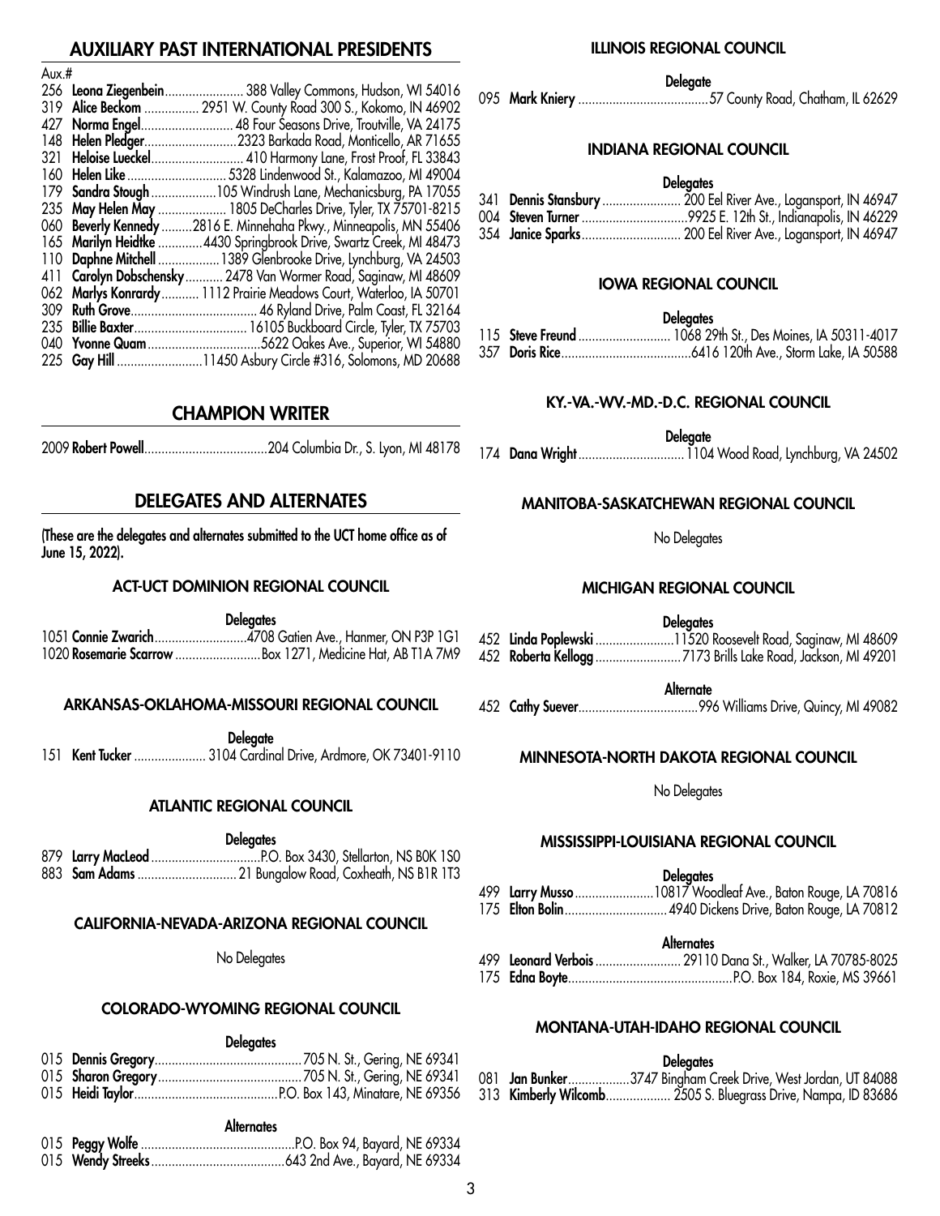## AUXILIARY PAST INTERNATIONAL PRESIDENTS

| Aux.# | Name | Address |
|---|---|---|
| 256 | **Leona Ziegenbein** | 388 Valley Commons, Hudson, WI 54016 |
| 319 | **Alice Beckom** | 2951 W. County Road 300 S., Kokomo, IN 46902 |
| 427 | **Norma Engel** | 48 Four Seasons Drive, Troutville, VA 24175 |
| 148 | **Helen Pledger** | 2323 Barkada Road, Monticello, AR 71655 |
| 321 | **Heloise Lueckel** | 410 Harmony Lane, Frost Proof, FL 33843 |
| 160 | **Helen Like** | 5328 Lindenwood St., Kalamazoo, MI 49004 |
| 179 | **Sandra Stough** | 105 Windrush Lane, Mechanicsburg, PA 17055 |
| 235 | **May Helen May** | 1805 DeCharles Drive, Tyler, TX 75701-8215 |
| 060 | **Beverly Kennedy** | 2816 E. Minnehaha Pkwy., Minneapolis, MN 55406 |
| 165 | **Marilyn Heidtke** | 4430 Springbrook Drive, Swartz Creek, MI 48473 |
| 110 | **Daphne Mitchell** | 1389 Glenbrooke Drive, Lynchburg, VA 24503 |
| 411 | **Carolyn Dobschensky** | 2478 Van Wormer Road, Saginaw, MI 48609 |
| 062 | **Marlys Konrardy** | 1112 Prairie Meadows Court, Waterloo, IA 50701 |
| 309 | **Ruth Grove** | 46 Ryland Drive, Palm Coast, FL 32164 |
| 235 | **Billie Baxter** | 16105 Buckboard Circle, Tyler, TX 75703 |
| 040 | **Yvonne Quam** | 5622 Oakes Ave., Superior, WI 54880 |
| 225 | **Gay Hill** | 11450 Asbury Circle #316, Solomons, MD 20688 |

## CHAMPION WRITER

2009 **Robert Powell** .......... 204 Columbia Dr., S. Lyon, MI 48178

## DELEGATES AND ALTERNATES

**(These are the delegates and alternates submitted to the UCT home office as of June 15, 2022).**

### ACT-UCT DOMINION REGIONAL COUNCIL

**Delegates**

1051 **Connie Zwarich** .......... 4708 Gatien Ave., Hanmer, ON P3P 1G1
1020 **Rosemarie Scarrow** .......... Box 1271, Medicine Hat, AB T1A 7M9

### ARKANSAS-OKLAHOMA-MISSOURI REGIONAL COUNCIL

**Delegate**

151 **Kent Tucker** .......... 3104 Cardinal Drive, Ardmore, OK 73401-9110

### ATLANTIC REGIONAL COUNCIL

**Delegates**

879 **Larry MacLeod** .......... P.O. Box 3430, Stellarton, NS B0K 1S0
883 **Sam Adams** .......... 21 Bungalow Road, Coxheath, NS B1R 1T3

### CALIFORNIA-NEVADA-ARIZONA REGIONAL COUNCIL

No Delegates

### COLORADO-WYOMING REGIONAL COUNCIL

**Delegates**

015 **Dennis Gregory** .......... 705 N. St., Gering, NE 69341
015 **Sharon Gregory** .......... 705 N. St., Gering, NE 69341
015 **Heidi Taylor** .......... P.O. Box 143, Minatare, NE 69356

**Alternates**

015 **Peggy Wolfe** .......... P.O. Box 94, Bayard, NE 69334
015 **Wendy Streeks** .......... 643 2nd Ave., Bayard, NE 69334

### ILLINOIS REGIONAL COUNCIL

**Delegate**

095 **Mark Kniery** .......... 57 County Road, Chatham, IL 62629

### INDIANA REGIONAL COUNCIL

**Delegates**

341 **Dennis Stansbury** .......... 200 Eel River Ave., Logansport, IN 46947
004 **Steven Turner** .......... 9925 E. 12th St., Indianapolis, IN 46229
354 **Janice Sparks** .......... 200 Eel River Ave., Logansport, IN 46947

### IOWA REGIONAL COUNCIL

**Delegates**

115 **Steve Freund** .......... 1068 29th St., Des Moines, IA 50311-4017
357 **Doris Rice** .......... 6416 120th Ave., Storm Lake, IA 50588

### KY.-VA.-WV.-MD.-D.C. REGIONAL COUNCIL

**Delegate**

174 **Dana Wright** .......... 1104 Wood Road, Lynchburg, VA 24502

### MANITOBA-SASKATCHEWAN REGIONAL COUNCIL

No Delegates

### MICHIGAN REGIONAL COUNCIL

**Delegates**

452 **Linda Poplewski** .......... 11520 Roosevelt Road, Saginaw, MI 48609
452 **Roberta Kellogg** .......... 7173 Brills Lake Road, Jackson, MI 49201

**Alternate**

452 **Cathy Suever** .......... 996 Williams Drive, Quincy, MI 49082

### MINNESOTA-NORTH DAKOTA REGIONAL COUNCIL

No Delegates

### MISSISSIPPI-LOUISIANA REGIONAL COUNCIL

**Delegates**

499 **Larry Musso** .......... 10817 Woodleaf Ave., Baton Rouge, LA 70816
175 **Elton Bolin** .......... 4940 Dickens Drive, Baton Rouge, LA 70812

**Alternates**

499 **Leonard Verbois** .......... 29110 Dana St., Walker, LA 70785-8025
175 **Edna Boyte** .......... P.O. Box 184, Roxie, MS 39661

### MONTANA-UTAH-IDAHO REGIONAL COUNCIL

**Delegates**

081 **Jan Bunker** .......... 3747 Bingham Creek Drive, West Jordan, UT 84088
313 **Kimberly Wilcomb** .......... 2505 S. Bluegrass Drive, Nampa, ID 83686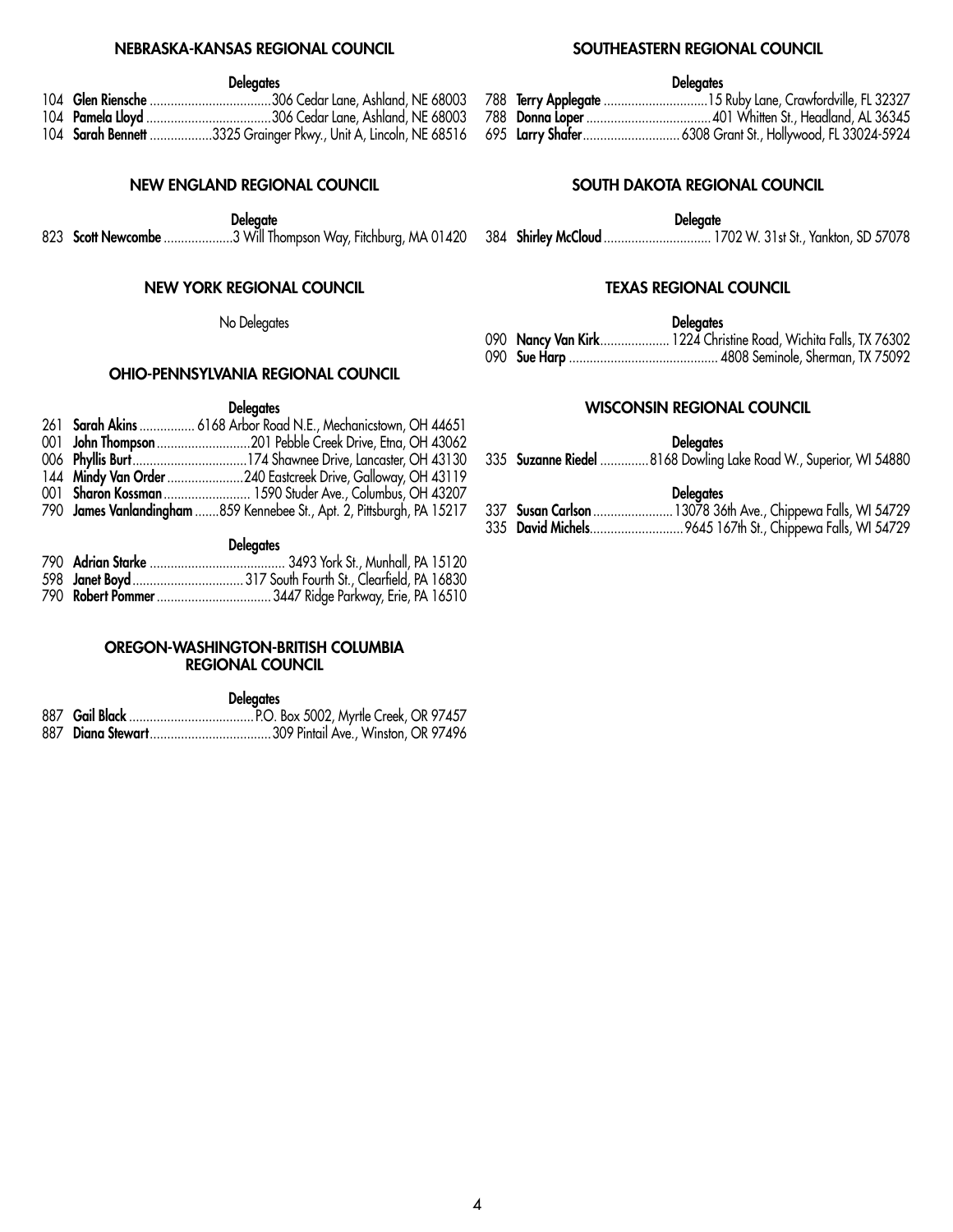## NEBRASKA-KANSAS REGIONAL COUNCIL

**Delegates**

104 **Glen Riensche** ................................306 Cedar Lane, Ashland, NE 68003
104 **Pamela Lloyd** ................................306 Cedar Lane, Ashland, NE 68003
104 **Sarah Bennett** ..................3325 Grainger Pkwy., Unit A, Lincoln, NE 68516

## NEW ENGLAND REGIONAL COUNCIL

**Delegate**

823 **Scott Newcombe** ....................3 Will Thompson Way, Fitchburg, MA 01420

## NEW YORK REGIONAL COUNCIL

No Delegates

## OHIO-PENNSYLVANIA REGIONAL COUNCIL

**Delegates**

261 **Sarah Akins** ................ 6168 Arbor Road N.E., Mechanicstown, OH 44651
001 **John Thompson** ...........................201 Pebble Creek Drive, Etna, OH 43062
006 **Phyllis Burt** .................................174 Shawnee Drive, Lancaster, OH 43130
144 **Mindy Van Order** ......................240 Eastcreek Drive, Galloway, OH 43119
001 **Sharon Kossman** ......................... 1590 Studer Ave., Columbus, OH 43207
790 **James Vanlandingham** .......859 Kennebee St., Apt. 2, Pittsburgh, PA 15217

**Delegates**

790 **Adrian Starke** ....................................... 3493 York St., Munhall, PA 15120
598 **Janet Boyd** ................................317 South Fourth St., Clearfield, PA 16830
790 **Robert Pommer** .................................3447 Ridge Parkway, Erie, PA 16510

## OREGON-WASHINGTON-BRITISH COLUMBIA REGIONAL COUNCIL

**Delegates**

887 **Gail Black** ....................................P.O. Box 5002, Myrtle Creek, OR 97457
887 **Diana Stewart**..................................309 Pintail Ave., Winston, OR 97496

## SOUTHEASTERN REGIONAL COUNCIL

**Delegates**

788 **Terry Applegate** ..............................15 Ruby Lane, Crawfordville, FL 32327
788 **Donna Loper** ....................................401 Whitten St., Headland, AL 36345
695 **Larry Shafer**............................6308 Grant St., Hollywood, FL 33024-5924

## SOUTH DAKOTA REGIONAL COUNCIL

**Delegate**

384 **Shirley McCloud** ............................... 1702 W. 31st St., Yankton, SD 57078

## TEXAS REGIONAL COUNCIL

**Delegates**

090 **Nancy Van Kirk**.................... 1224 Christine Road, Wichita Falls, TX 76302
090 **Sue Harp** ........................................... 4808 Seminole, Sherman, TX 75092

## WISCONSIN REGIONAL COUNCIL

**Delegates**

335 **Suzanne Riedel** ..............8168 Dowling Lake Road W., Superior, WI 54880

**Delegates**

337 **Susan Carlson** .......................13078 36th Ave., Chippewa Falls, WI 54729
335 **David Michels**...........................9645 167th St., Chippewa Falls, WI 54729